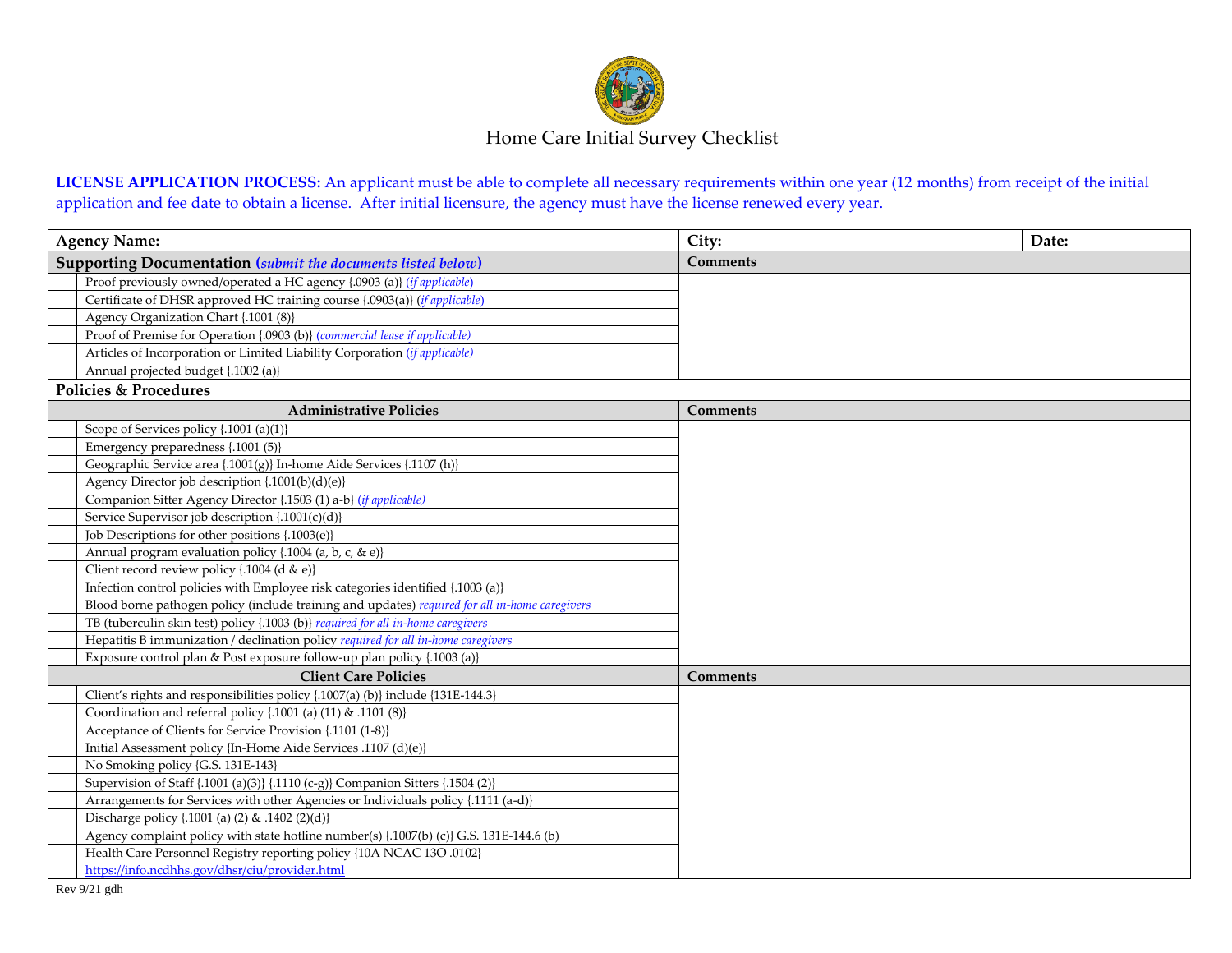# Home Care Initial Survey Checklist

**LICENSE APPLICATION PROCESS:** An applicant must be able to complete all necessary requirements within one year (12 months) from receipt of the initial application and fee date to obtain a license. After initial licensure, the agency must have the license renewed every year.

| **Agency Name:** | | **City:** | **Date:** |
|---|---|---|---|
| **Supporting Documentation (*submit the documents listed below*)** | | **Comments** | |
| | Proof previously owned/operated a HC agency {.0903 (a)} (*if applicable*) | | |
| | Certificate of DHSR approved HC training course {.0903(a)} (*if applicable*) | | |
| | Agency Organization Chart {.1001 (8)} | | |
| | Proof of Premise for Operation {.0903 (b)} (*commercial lease if applicable)* | | |
| | Articles of Incorporation or Limited Liability Corporation (*if applicable*) | | |
| | Annual projected budget {.1002 (a)} | | |
| **Policies & Procedures** | | | |
| **Administrative Policies** | | **Comments** | |
| | Scope of Services policy {.1001 (a)(1)} | | |
| | Emergency preparedness {.1001 (5)} | | |
| | Geographic Service area {.1001(g)} In-home Aide Services {.1107 (h)} | | |
| | Agency Director job description {.1001(b)(d)(e)} | | |
| | Companion Sitter Agency Director {.1503 (1) a-b} (*if applicable)* | | |
| | Service Supervisor job description {.1001(c)(d)} | | |
| | Job Descriptions for other positions {.1003(e)} | | |
| | Annual program evaluation policy {.1004 (a, b, c, & e)} | | |
| | Client record review policy {.1004 (d & e)} | | |
| | Infection control policies with Employee risk categories identified {.1003 (a)} | | |
| | Blood borne pathogen policy (include training and updates) *required for all in-home caregivers* | | |
| | TB (tuberculin skin test) policy {.1003 (b)} *required for all in-home caregivers* | | |
| | Hepatitis B immunization / declination policy *required for all in-home caregivers* | | |
| | Exposure control plan & Post exposure follow-up plan policy {.1003 (a)} | | |
| **Client Care Policies** | | **Comments** | |
| | Client's rights and responsibilities policy {.1007(a) (b)} include {131E-144.3} | | |
| | Coordination and referral policy {.1001 (a) (11) & .1101 (8)} | | |
| | Acceptance of Clients for Service Provision {.1101 (1-8)} | | |
| | Initial Assessment policy {In-Home Aide Services .1107 (d)(e)} | | |
| | No Smoking policy {G.S. 131E-143} | | |
| | Supervision of Staff {.1001 (a)(3)} {.1110 (c-g)} Companion Sitters {.1504 (2)} | | |
| | Arrangements for Services with other Agencies or Individuals policy {.1111 (a-d)} | | |
| | Discharge policy {.1001 (a) (2) & .1402 (2)(d)} | | |
| | Agency complaint policy with state hotline number(s) {.1007(b) (c)} G.S. 131E-144.6 (b) | | |
| | Health Care Personnel Registry reporting policy {10A NCAC 13O .0102} https://info.ncdhhs.gov/dhsr/ciu/provider.html | | |

Rev 9/21 gdh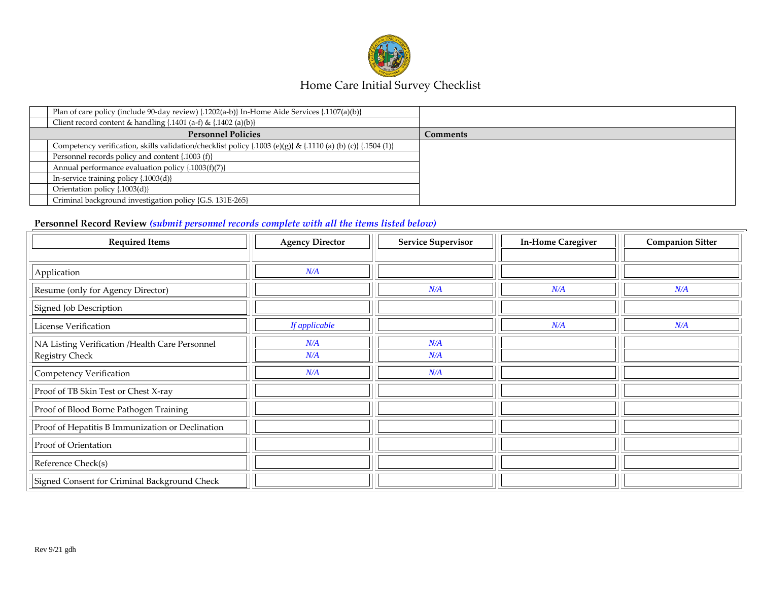# Home Care Initial Survey Checklist

| | | |
|---|---|---|
| | Plan of care policy (include 90-day review) {.1202(a-b)} In-Home Aide Services {.1107(a)(b)} | |
| | Client record content & handling {.1401 (a-f) & {.1402 (a)(b)} | |
| | **Personnel Policies** | **Comments** |
| | Competency verification, skills validation/checklist policy {.1003 (e)(g)} & {.1110 (a) (b) (c)} {.1504 (1)} | |
| | Personnel records policy and content {.1003 (f)} | |
| | Annual performance evaluation policy {.1003(f)(7)} | |
| | In-service training policy {.1003(d)} | |
| | Orientation policy {.1003(d)} | |
| | Criminal background investigation policy {G.S. 131E-265} | |

**Personnel Record Review** ***(submit personnel records complete with all the items listed below)***

| Required Items | Agency Director | Service Supervisor | In-Home Caregiver | Companion Sitter |
|---|---|---|---|---|
| | | | | |
| Application | *N/A* | | | |
| Resume (only for Agency Director) | | *N/A* | *N/A* | *N/A* |
| Signed Job Description | | | | |
| License Verification | *If applicable* | | *N/A* | *N/A* |
| NA Listing Verification /Health Care Personnel Registry Check | *N/A* / *N/A* | *N/A* / *N/A* | | |
| Competency Verification | *N/A* | *N/A* | | |
| Proof of TB Skin Test or Chest X-ray | | | | |
| Proof of Blood Borne Pathogen Training | | | | |
| Proof of Hepatitis B Immunization or Declination | | | | |
| Proof of Orientation | | | | |
| Reference Check(s) | | | | |
| Signed Consent for Criminal Background Check | | | | |

Rev 9/21 gdh